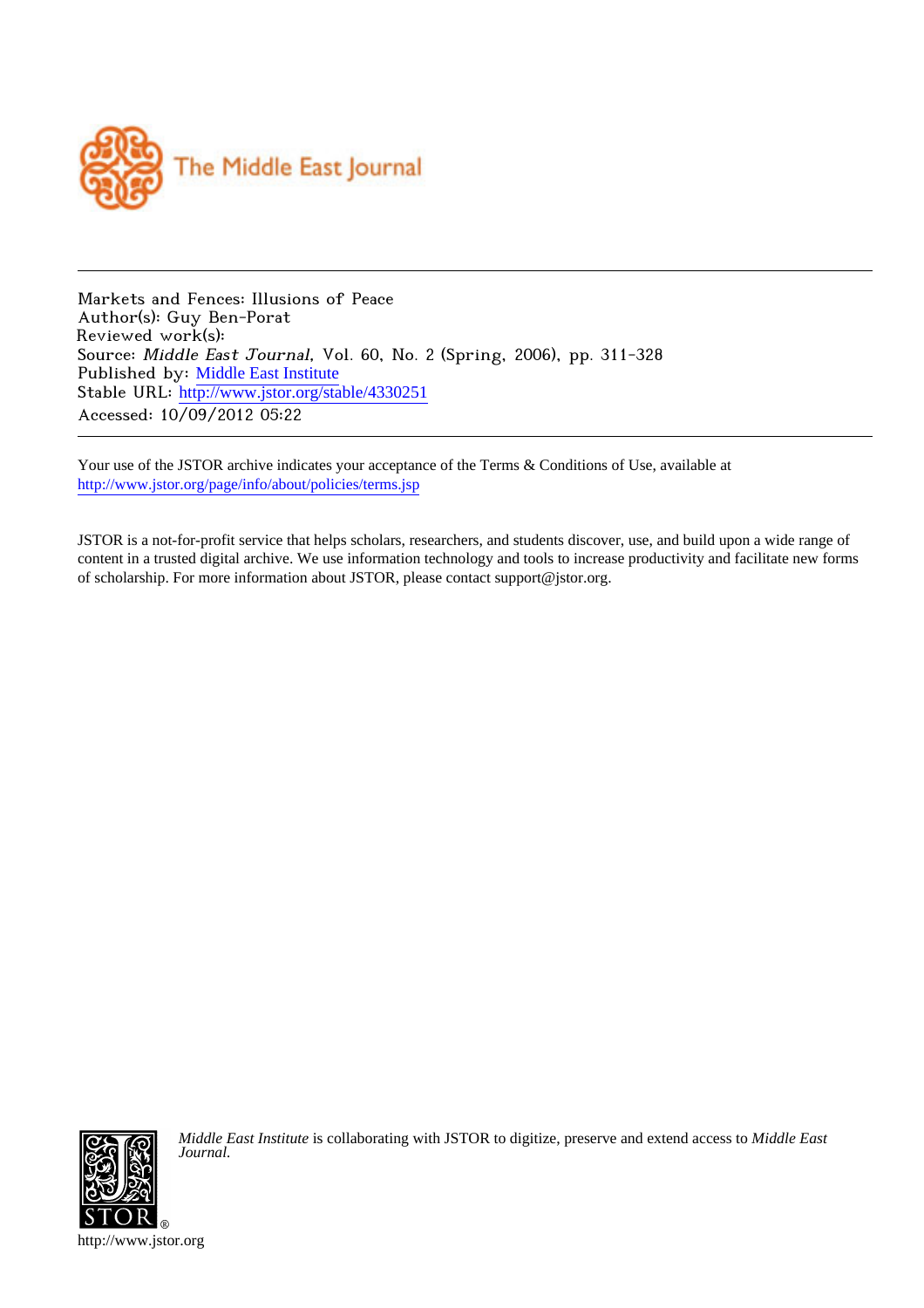The Middle East Journal

Markets and Fences: Illusions of Peace
Author(s): Guy Ben-Porat
Reviewed work(s):
Source: *Middle East Journal*, Vol. 60, No. 2 (Spring, 2006), pp. 311-328
Published by: Middle East Institute
Stable URL: http://www.jstor.org/stable/4330251
Accessed: 10/09/2012 05:22

---

Your use of the JSTOR archive indicates your acceptance of the Terms & Conditions of Use, available at
http://www.jstor.org/page/info/about/policies/terms.jsp

JSTOR is a not-for-profit service that helps scholars, researchers, and students discover, use, and build upon a wide range of content in a trusted digital archive. We use information technology and tools to increase productivity and facilitate new forms of scholarship. For more information about JSTOR, please contact support@jstor.org.

*Middle East Institute* is collaborating with JSTOR to digitize, preserve and extend access to *Middle East Journal.*

http://www.jstor.org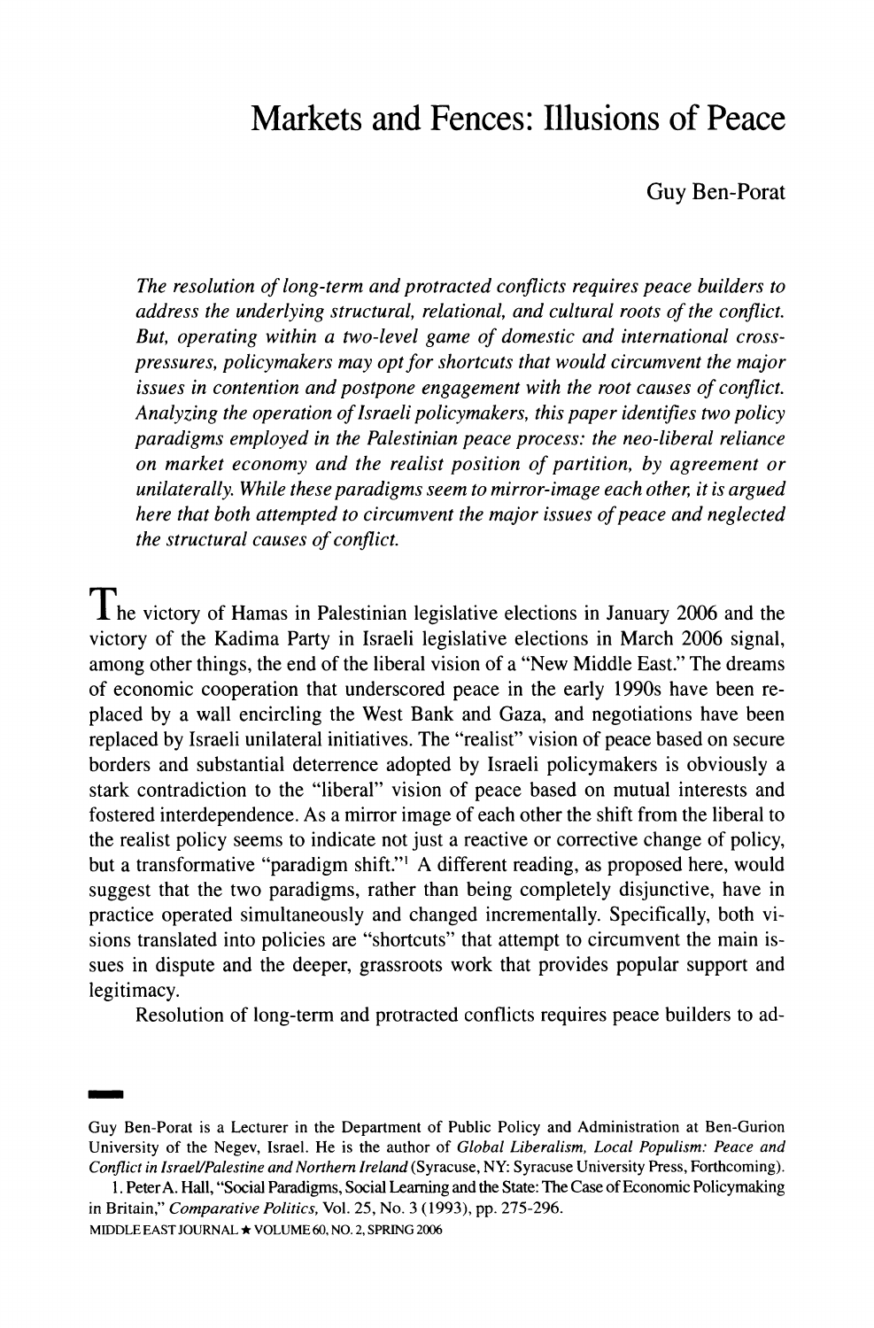# Markets and Fences: Illusions of Peace

Guy Ben-Porat

*The resolution of long-term and protracted conflicts requires peace builders to address the underlying structural, relational, and cultural roots of the conflict. But, operating within a two-level game of domestic and international cross-pressures, policymakers may opt for shortcuts that would circumvent the major issues in contention and postpone engagement with the root causes of conflict. Analyzing the operation of Israeli policymakers, this paper identifies two policy paradigms employed in the Palestinian peace process: the neo-liberal reliance on market economy and the realist position of partition, by agreement or unilaterally. While these paradigms seem to mirror-image each other, it is argued here that both attempted to circumvent the major issues of peace and neglected the structural causes of conflict.*

The victory of Hamas in Palestinian legislative elections in January 2006 and the victory of the Kadima Party in Israeli legislative elections in March 2006 signal, among other things, the end of the liberal vision of a "New Middle East." The dreams of economic cooperation that underscored peace in the early 1990s have been replaced by a wall encircling the West Bank and Gaza, and negotiations have been replaced by Israeli unilateral initiatives. The "realist" vision of peace based on secure borders and substantial deterrence adopted by Israeli policymakers is obviously a stark contradiction to the "liberal" vision of peace based on mutual interests and fostered interdependence. As a mirror image of each other the shift from the liberal to the realist policy seems to indicate not just a reactive or corrective change of policy, but a transformative "paradigm shift."[1] A different reading, as proposed here, would suggest that the two paradigms, rather than being completely disjunctive, have in practice operated simultaneously and changed incrementally. Specifically, both visions translated into policies are "shortcuts" that attempt to circumvent the main issues in dispute and the deeper, grassroots work that provides popular support and legitimacy.

Resolution of long-term and protracted conflicts requires peace builders to ad-

---

Guy Ben-Porat is a Lecturer in the Department of Public Policy and Administration at Ben-Gurion University of the Negev, Israel. He is the author of *Global Liberalism, Local Populism: Peace and Conflict in Israel/Palestine and Northern Ireland* (Syracuse, NY: Syracuse University Press, Forthcoming).

1. Peter A. Hall, "Social Paradigms, Social Learning and the State: The Case of Economic Policymaking in Britain," *Comparative Politics*, Vol. 25, No. 3 (1993), pp. 275-296.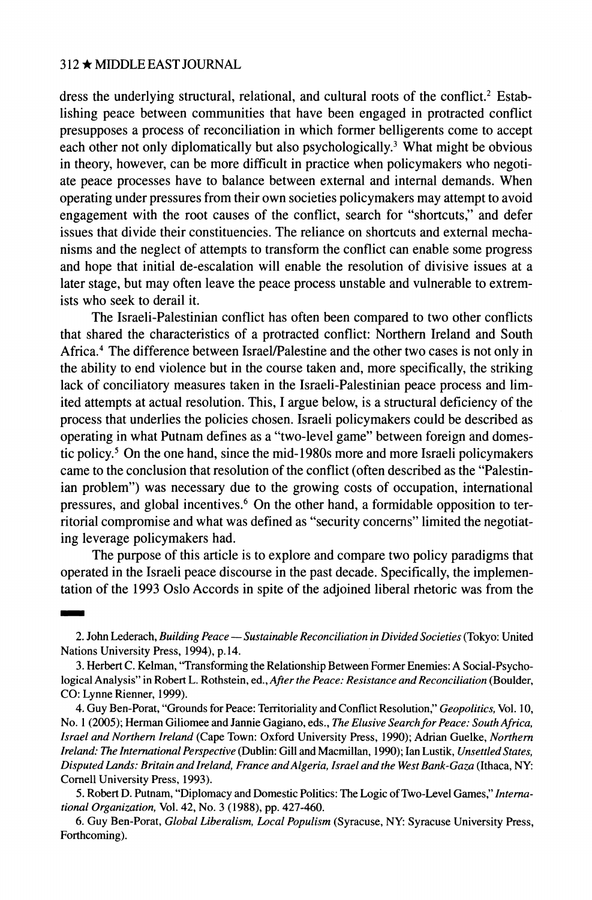dress the underlying structural, relational, and cultural roots of the conflict.[2] Establishing peace between communities that have been engaged in protracted conflict presupposes a process of reconciliation in which former belligerents come to accept each other not only diplomatically but also psychologically.[3] What might be obvious in theory, however, can be more difficult in practice when policymakers who negotiate peace processes have to balance between external and internal demands. When operating under pressures from their own societies policymakers may attempt to avoid engagement with the root causes of the conflict, search for "shortcuts," and defer issues that divide their constituencies. The reliance on shortcuts and external mechanisms and the neglect of attempts to transform the conflict can enable some progress and hope that initial de-escalation will enable the resolution of divisive issues at a later stage, but may often leave the peace process unstable and vulnerable to extremists who seek to derail it.

The Israeli-Palestinian conflict has often been compared to two other conflicts that shared the characteristics of a protracted conflict: Northern Ireland and South Africa.[4] The difference between Israel/Palestine and the other two cases is not only in the ability to end violence but in the course taken and, more specifically, the striking lack of conciliatory measures taken in the Israeli-Palestinian peace process and limited attempts at actual resolution. This, I argue below, is a structural deficiency of the process that underlies the policies chosen. Israeli policymakers could be described as operating in what Putnam defines as a "two-level game" between foreign and domestic policy.[5] On the one hand, since the mid-1980s more and more Israeli policymakers came to the conclusion that resolution of the conflict (often described as the "Palestinian problem") was necessary due to the growing costs of occupation, international pressures, and global incentives.[6] On the other hand, a formidable opposition to territorial compromise and what was defined as "security concerns" limited the negotiating leverage policymakers had.

The purpose of this article is to explore and compare two policy paradigms that operated in the Israeli peace discourse in the past decade. Specifically, the implementation of the 1993 Oslo Accords in spite of the adjoined liberal rhetoric was from the

---

2. John Lederach, *Building Peace — Sustainable Reconciliation in Divided Societies* (Tokyo: United Nations University Press, 1994), p.14.

3. Herbert C. Kelman, "Transforming the Relationship Between Former Enemies: A Social-Psychological Analysis" in Robert L. Rothstein, ed., *After the Peace: Resistance and Reconciliation* (Boulder, CO: Lynne Rienner, 1999).

4. Guy Ben-Porat, "Grounds for Peace: Territoriality and Conflict Resolution," *Geopolitics*, Vol. 10, No. 1 (2005); Herman Giliomee and Jannie Gagiano, eds., *The Elusive Search for Peace: South Africa, Israel and Northern Ireland* (Cape Town: Oxford University Press, 1990); Adrian Guelke, *Northern Ireland: The International Perspective* (Dublin: Gill and Macmillan, 1990); Ian Lustik, *Unsettled States, Disputed Lands: Britain and Ireland, France and Algeria, Israel and the West Bank-Gaza* (Ithaca, NY: Cornell University Press, 1993).

5. Robert D. Putnam, "Diplomacy and Domestic Politics: The Logic of Two-Level Games," *International Organization*, Vol. 42, No. 3 (1988), pp. 427-460.

6. Guy Ben-Porat, *Global Liberalism, Local Populism* (Syracuse, NY: Syracuse University Press, Forthcoming).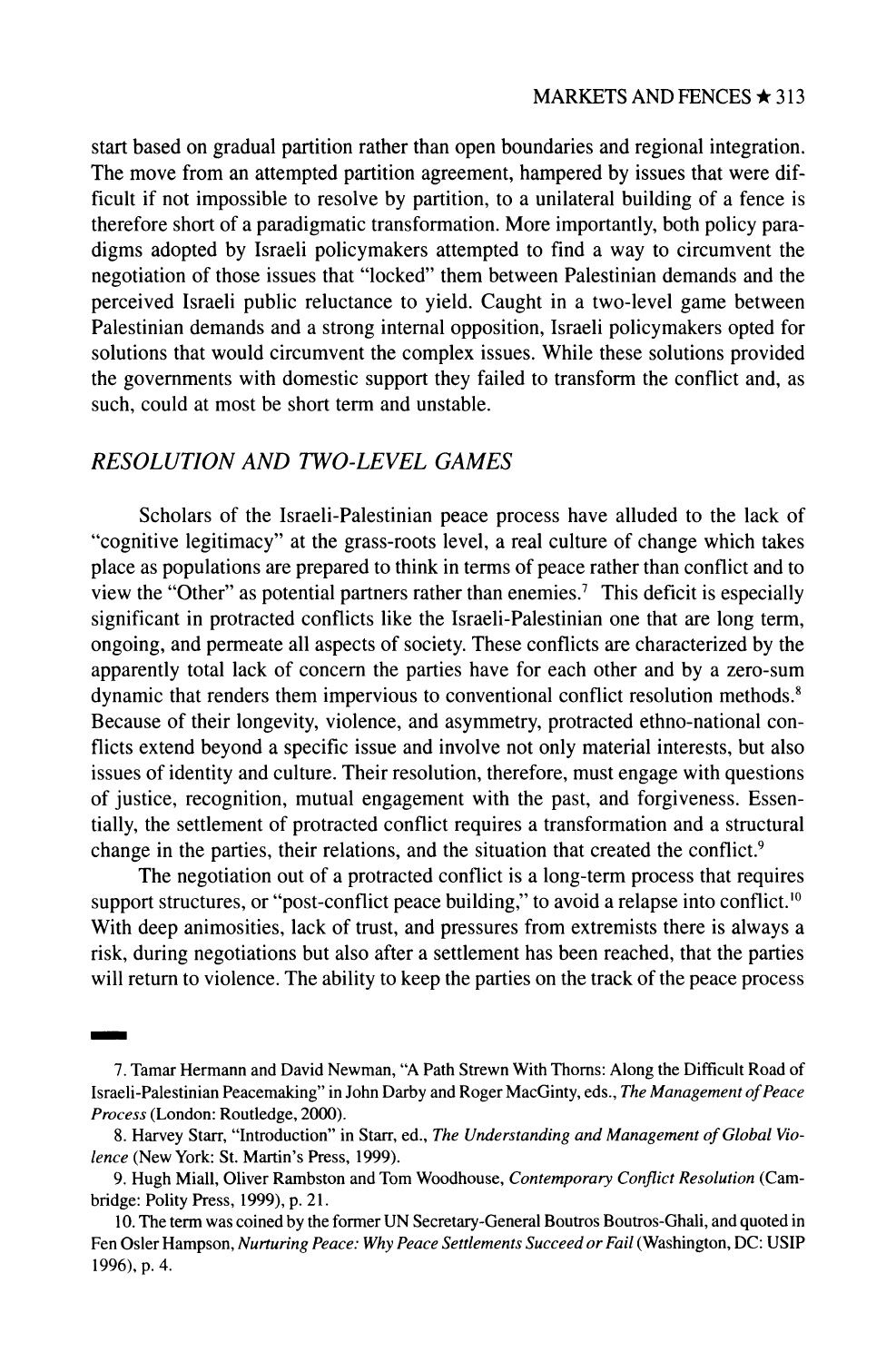start based on gradual partition rather than open boundaries and regional integration. The move from an attempted partition agreement, hampered by issues that were difficult if not impossible to resolve by partition, to a unilateral building of a fence is therefore short of a paradigmatic transformation. More importantly, both policy paradigms adopted by Israeli policymakers attempted to find a way to circumvent the negotiation of those issues that "locked" them between Palestinian demands and the perceived Israeli public reluctance to yield. Caught in a two-level game between Palestinian demands and a strong internal opposition, Israeli policymakers opted for solutions that would circumvent the complex issues. While these solutions provided the governments with domestic support they failed to transform the conflict and, as such, could at most be short term and unstable.

## *RESOLUTION AND TWO-LEVEL GAMES*

Scholars of the Israeli-Palestinian peace process have alluded to the lack of "cognitive legitimacy" at the grass-roots level, a real culture of change which takes place as populations are prepared to think in terms of peace rather than conflict and to view the "Other" as potential partners rather than enemies.[7] This deficit is especially significant in protracted conflicts like the Israeli-Palestinian one that are long term, ongoing, and permeate all aspects of society. These conflicts are characterized by the apparently total lack of concern the parties have for each other and by a zero-sum dynamic that renders them impervious to conventional conflict resolution methods.[8] Because of their longevity, violence, and asymmetry, protracted ethno-national conflicts extend beyond a specific issue and involve not only material interests, but also issues of identity and culture. Their resolution, therefore, must engage with questions of justice, recognition, mutual engagement with the past, and forgiveness. Essentially, the settlement of protracted conflict requires a transformation and a structural change in the parties, their relations, and the situation that created the conflict.[9]

The negotiation out of a protracted conflict is a long-term process that requires support structures, or "post-conflict peace building," to avoid a relapse into conflict.[10] With deep animosities, lack of trust, and pressures from extremists there is always a risk, during negotiations but also after a settlement has been reached, that the parties will return to violence. The ability to keep the parties on the track of the peace process

---

7. Tamar Hermann and David Newman, "A Path Strewn With Thorns: Along the Difficult Road of Israeli-Palestinian Peacemaking" in John Darby and Roger MacGinty, eds., *The Management of Peace Process* (London: Routledge, 2000).

8. Harvey Starr, "Introduction" in Starr, ed., *The Understanding and Management of Global Violence* (New York: St. Martin's Press, 1999).

9. Hugh Miall, Oliver Rambston and Tom Woodhouse, *Contemporary Conflict Resolution* (Cambridge: Polity Press, 1999), p. 21.

10. The term was coined by the former UN Secretary-General Boutros Boutros-Ghali, and quoted in Fen Osler Hampson, *Nurturing Peace: Why Peace Settlements Succeed or Fail* (Washington, DC: USIP 1996), p. 4.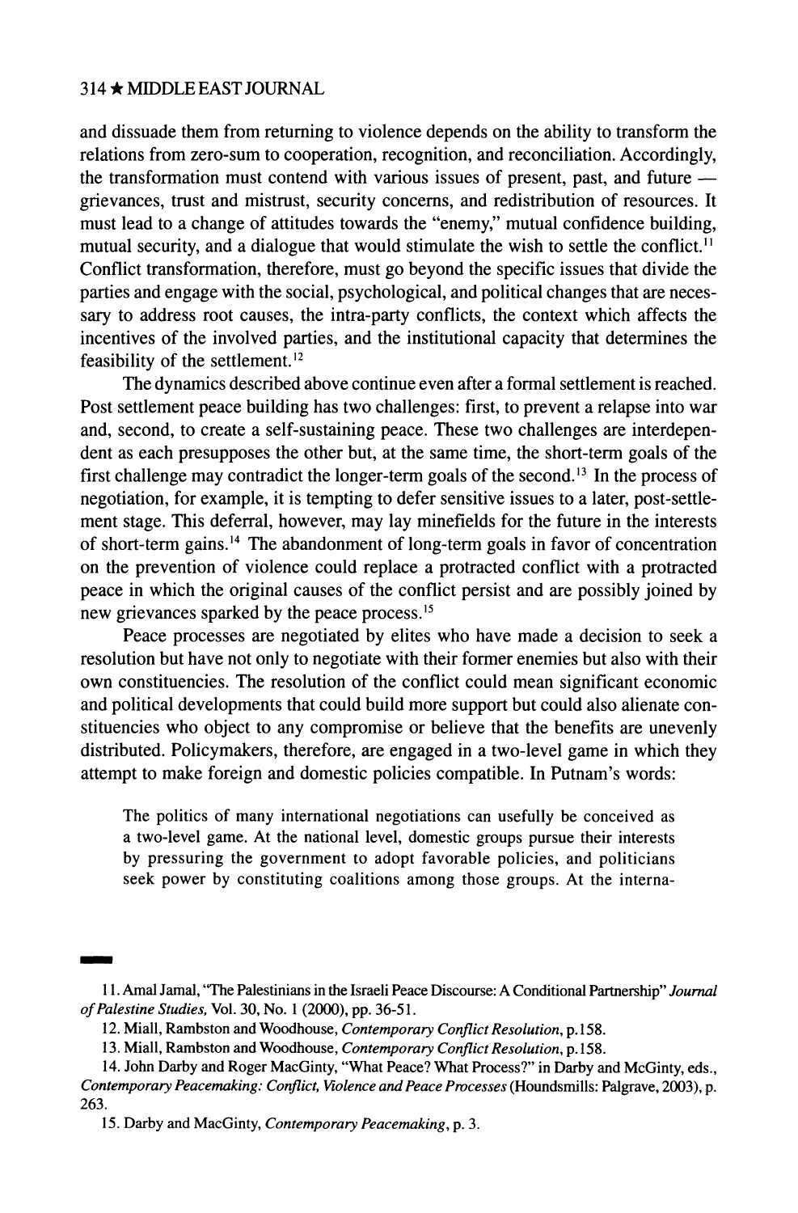and dissuade them from returning to violence depends on the ability to transform the relations from zero-sum to cooperation, recognition, and reconciliation. Accordingly, the transformation must contend with various issues of present, past, and future — grievances, trust and mistrust, security concerns, and redistribution of resources. It must lead to a change of attitudes towards the "enemy," mutual confidence building, mutual security, and a dialogue that would stimulate the wish to settle the conflict.[11] Conflict transformation, therefore, must go beyond the specific issues that divide the parties and engage with the social, psychological, and political changes that are necessary to address root causes, the intra-party conflicts, the context which affects the incentives of the involved parties, and the institutional capacity that determines the feasibility of the settlement.[12]

The dynamics described above continue even after a formal settlement is reached. Post settlement peace building has two challenges: first, to prevent a relapse into war and, second, to create a self-sustaining peace. These two challenges are interdependent as each presupposes the other but, at the same time, the short-term goals of the first challenge may contradict the longer-term goals of the second.[13] In the process of negotiation, for example, it is tempting to defer sensitive issues to a later, post-settlement stage. This deferral, however, may lay minefields for the future in the interests of short-term gains.[14] The abandonment of long-term goals in favor of concentration on the prevention of violence could replace a protracted conflict with a protracted peace in which the original causes of the conflict persist and are possibly joined by new grievances sparked by the peace process.[15]

Peace processes are negotiated by elites who have made a decision to seek a resolution but have not only to negotiate with their former enemies but also with their own constituencies. The resolution of the conflict could mean significant economic and political developments that could build more support but could also alienate constituencies who object to any compromise or believe that the benefits are unevenly distributed. Policymakers, therefore, are engaged in a two-level game in which they attempt to make foreign and domestic policies compatible. In Putnam's words:

> The politics of many international negotiations can usefully be conceived as a two-level game. At the national level, domestic groups pursue their interests by pressuring the government to adopt favorable policies, and politicians seek power by constituting coalitions among those groups. At the interna-

---

11. Amal Jamal, "The Palestinians in the Israeli Peace Discourse: A Conditional Partnership" *Journal of Palestine Studies,* Vol. 30, No. 1 (2000), pp. 36-51.

12. Miall, Rambston and Woodhouse, *Contemporary Conflict Resolution*, p.158.

13. Miall, Rambston and Woodhouse, *Contemporary Conflict Resolution*, p.158.

14. John Darby and Roger MacGinty, "What Peace? What Process?" in Darby and McGinty, eds., *Contemporary Peacemaking: Conflict, Violence and Peace Processes* (Houndsmills: Palgrave, 2003), p. 263.

15. Darby and MacGinty, *Contemporary Peacemaking*, p. 3.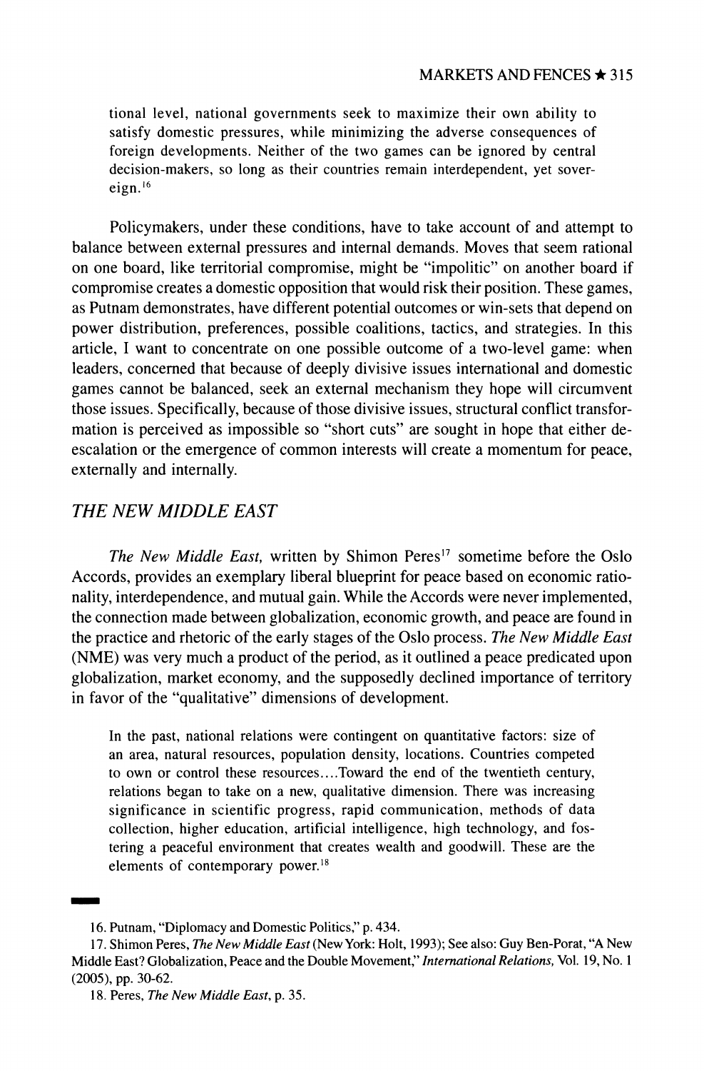> tional level, national governments seek to maximize their own ability to satisfy domestic pressures, while minimizing the adverse consequences of foreign developments. Neither of the two games can be ignored by central decision-makers, so long as their countries remain interdependent, yet sovereign.[16]

Policymakers, under these conditions, have to take account of and attempt to balance between external pressures and internal demands. Moves that seem rational on one board, like territorial compromise, might be "impolitic" on another board if compromise creates a domestic opposition that would risk their position. These games, as Putnam demonstrates, have different potential outcomes or win-sets that depend on power distribution, preferences, possible coalitions, tactics, and strategies. In this article, I want to concentrate on one possible outcome of a two-level game: when leaders, concerned that because of deeply divisive issues international and domestic games cannot be balanced, seek an external mechanism they hope will circumvent those issues. Specifically, because of those divisive issues, structural conflict transformation is perceived as impossible so "short cuts" are sought in hope that either de-escalation or the emergence of common interests will create a momentum for peace, externally and internally.

## *THE NEW MIDDLE EAST*

*The New Middle East,* written by Shimon Peres[17] sometime before the Oslo Accords, provides an exemplary liberal blueprint for peace based on economic rationality, interdependence, and mutual gain. While the Accords were never implemented, the connection made between globalization, economic growth, and peace are found in the practice and rhetoric of the early stages of the Oslo process. *The New Middle East* (NME) was very much a product of the period, as it outlined a peace predicated upon globalization, market economy, and the supposedly declined importance of territory in favor of the "qualitative" dimensions of development.

> In the past, national relations were contingent on quantitative factors: size of an area, natural resources, population density, locations. Countries competed to own or control these resources....Toward the end of the twentieth century, relations began to take on a new, qualitative dimension. There was increasing significance in scientific progress, rapid communication, methods of data collection, higher education, artificial intelligence, high technology, and fostering a peaceful environment that creates wealth and goodwill. These are the elements of contemporary power.[18]

---

16. Putnam, "Diplomacy and Domestic Politics," p. 434.

17. Shimon Peres, *The New Middle East* (New York: Holt, 1993); See also: Guy Ben-Porat, "A New Middle East? Globalization, Peace and the Double Movement," *International Relations,* Vol. 19, No. 1 (2005), pp. 30-62.

18. Peres, *The New Middle East*, p. 35.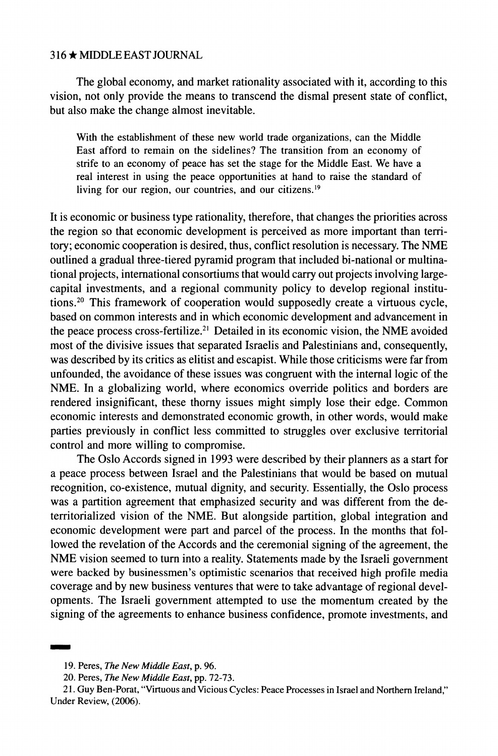The global economy, and market rationality associated with it, according to this vision, not only provide the means to transcend the dismal present state of conflict, but also make the change almost inevitable.

> With the establishment of these new world trade organizations, can the Middle East afford to remain on the sidelines? The transition from an economy of strife to an economy of peace has set the stage for the Middle East. We have a real interest in using the peace opportunities at hand to raise the standard of living for our region, our countries, and our citizens.[19]

It is economic or business type rationality, therefore, that changes the priorities across the region so that economic development is perceived as more important than territory; economic cooperation is desired, thus, conflict resolution is necessary. The NME outlined a gradual three-tiered pyramid program that included bi-national or multinational projects, international consortiums that would carry out projects involving large-capital investments, and a regional community policy to develop regional institutions.[20] This framework of cooperation would supposedly create a virtuous cycle, based on common interests and in which economic development and advancement in the peace process cross-fertilize.[21] Detailed in its economic vision, the NME avoided most of the divisive issues that separated Israelis and Palestinians and, consequently, was described by its critics as elitist and escapist. While those criticisms were far from unfounded, the avoidance of these issues was congruent with the internal logic of the NME. In a globalizing world, where economics override politics and borders are rendered insignificant, these thorny issues might simply lose their edge. Common economic interests and demonstrated economic growth, in other words, would make parties previously in conflict less committed to struggles over exclusive territorial control and more willing to compromise.

The Oslo Accords signed in 1993 were described by their planners as a start for a peace process between Israel and the Palestinians that would be based on mutual recognition, co-existence, mutual dignity, and security. Essentially, the Oslo process was a partition agreement that emphasized security and was different from the de-territorialized vision of the NME. But alongside partition, global integration and economic development were part and parcel of the process. In the months that followed the revelation of the Accords and the ceremonial signing of the agreement, the NME vision seemed to turn into a reality. Statements made by the Israeli government were backed by businessmen's optimistic scenarios that received high profile media coverage and by new business ventures that were to take advantage of regional developments. The Israeli government attempted to use the momentum created by the signing of the agreements to enhance business confidence, promote investments, and

---

19. Peres, *The New Middle East*, p. 96.

20. Peres, *The New Middle East*, pp. 72-73.

21. Guy Ben-Porat, "Virtuous and Vicious Cycles: Peace Processes in Israel and Northern Ireland," Under Review, (2006).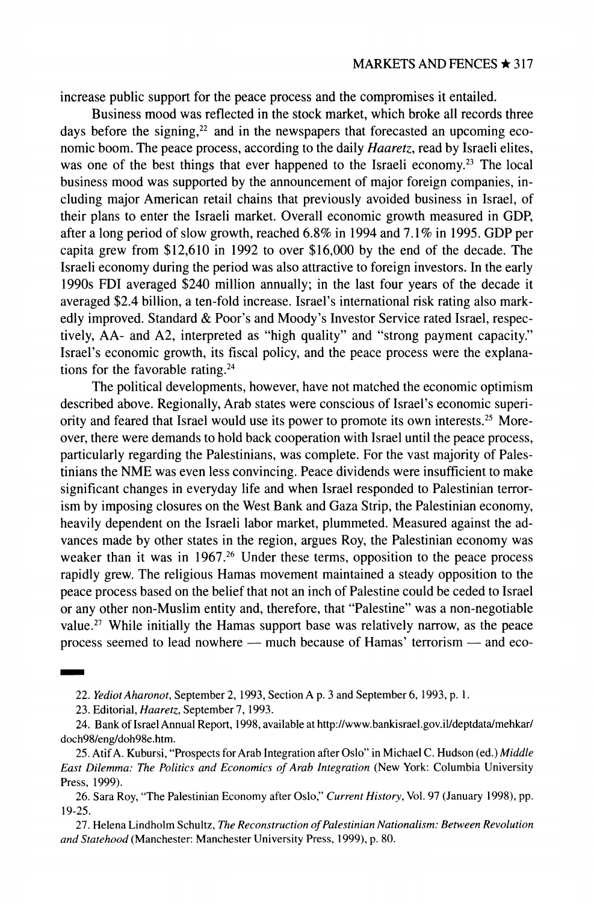increase public support for the peace process and the compromises it entailed.

Business mood was reflected in the stock market, which broke all records three days before the signing,[22] and in the newspapers that forecasted an upcoming economic boom. The peace process, according to the daily *Haaretz*, read by Israeli elites, was one of the best things that ever happened to the Israeli economy.[23] The local business mood was supported by the announcement of major foreign companies, including major American retail chains that previously avoided business in Israel, of their plans to enter the Israeli market. Overall economic growth measured in GDP, after a long period of slow growth, reached 6.8% in 1994 and 7.1% in 1995. GDP per capita grew from $12,610 in 1992 to over $16,000 by the end of the decade. The Israeli economy during the period was also attractive to foreign investors. In the early 1990s FDI averaged $240 million annually; in the last four years of the decade it averaged $2.4 billion, a ten-fold increase. Israel's international risk rating also markedly improved. Standard & Poor's and Moody's Investor Service rated Israel, respectively, AA- and A2, interpreted as "high quality" and "strong payment capacity." Israel's economic growth, its fiscal policy, and the peace process were the explanations for the favorable rating.[24]

The political developments, however, have not matched the economic optimism described above. Regionally, Arab states were conscious of Israel's economic superiority and feared that Israel would use its power to promote its own interests.[25] Moreover, there were demands to hold back cooperation with Israel until the peace process, particularly regarding the Palestinians, was complete. For the vast majority of Palestinians the NME was even less convincing. Peace dividends were insufficient to make significant changes in everyday life and when Israel responded to Palestinian terrorism by imposing closures on the West Bank and Gaza Strip, the Palestinian economy, heavily dependent on the Israeli labor market, plummeted. Measured against the advances made by other states in the region, argues Roy, the Palestinian economy was weaker than it was in 1967.[26] Under these terms, opposition to the peace process rapidly grew. The religious Hamas movement maintained a steady opposition to the peace process based on the belief that not an inch of Palestine could be ceded to Israel or any other non-Muslim entity and, therefore, that "Palestine" was a non-negotiable value.[27] While initially the Hamas support base was relatively narrow, as the peace process seemed to lead nowhere — much because of Hamas' terrorism — and eco-

---

22. *Yediot Aharonot*, September 2, 1993, Section A p. 3 and September 6, 1993, p. 1.

23. Editorial, *Haaretz*, September 7, 1993.

24. Bank of Israel Annual Report, 1998, available at http://www.bankisrael.gov.il/deptdata/mehkar/doch98/eng/doh98e.htm.

25. Atif A. Kubursi, "Prospects for Arab Integration after Oslo" in Michael C. Hudson (ed.) *Middle East Dilemma: The Politics and Economics of Arab Integration* (New York: Columbia University Press, 1999).

26. Sara Roy, "The Palestinian Economy after Oslo," *Current History*, Vol. 97 (January 1998), pp. 19-25.

27. Helena Lindholm Schultz, *The Reconstruction of Palestinian Nationalism: Between Revolution and Statehood* (Manchester: Manchester University Press, 1999), p. 80.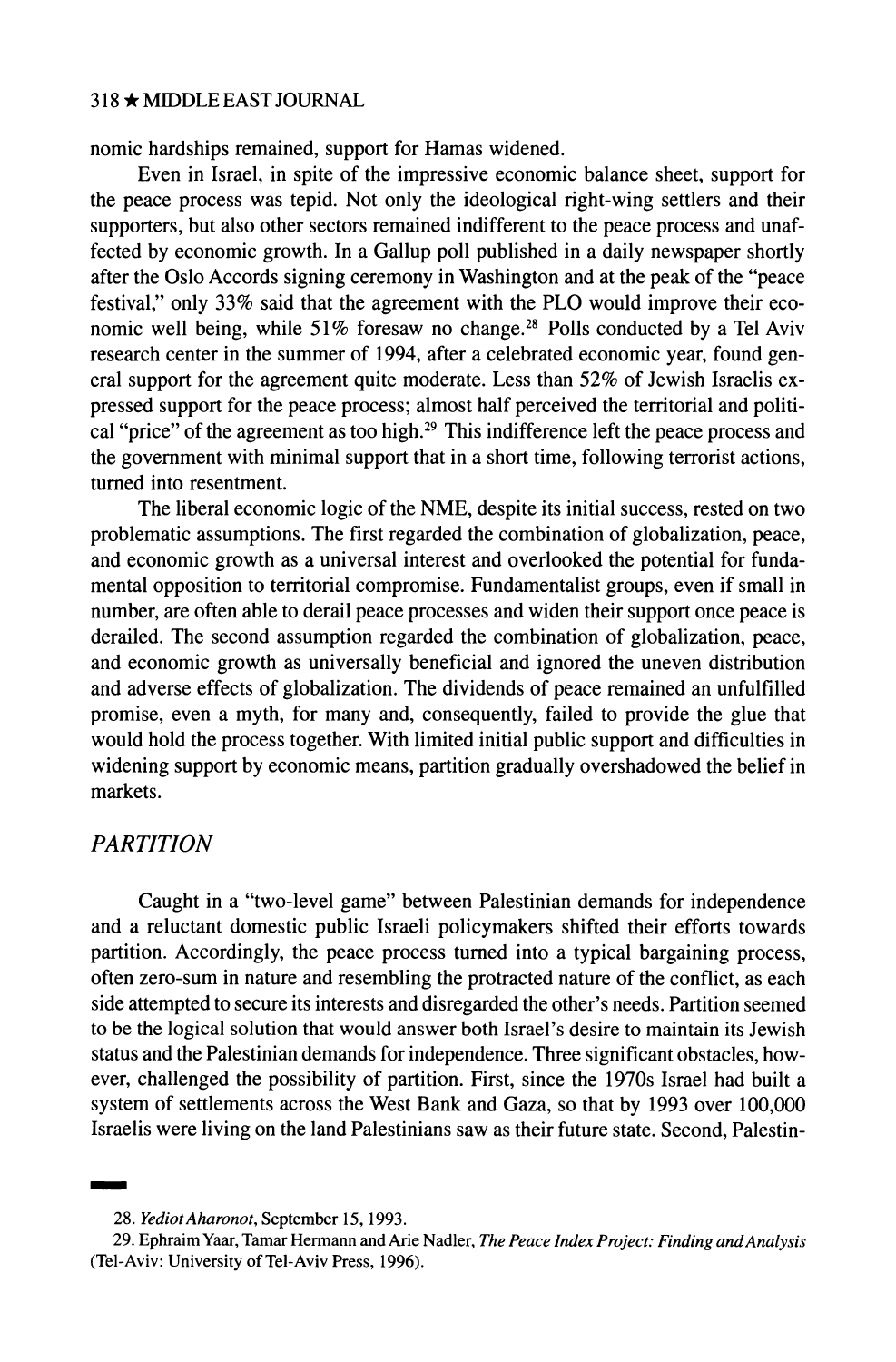nomic hardships remained, support for Hamas widened.

Even in Israel, in spite of the impressive economic balance sheet, support for the peace process was tepid. Not only the ideological right-wing settlers and their supporters, but also other sectors remained indifferent to the peace process and unaffected by economic growth. In a Gallup poll published in a daily newspaper shortly after the Oslo Accords signing ceremony in Washington and at the peak of the "peace festival," only 33% said that the agreement with the PLO would improve their economic well being, while 51% foresaw no change.[28] Polls conducted by a Tel Aviv research center in the summer of 1994, after a celebrated economic year, found general support for the agreement quite moderate. Less than 52% of Jewish Israelis expressed support for the peace process; almost half perceived the territorial and political "price" of the agreement as too high.[29] This indifference left the peace process and the government with minimal support that in a short time, following terrorist actions, turned into resentment.

The liberal economic logic of the NME, despite its initial success, rested on two problematic assumptions. The first regarded the combination of globalization, peace, and economic growth as a universal interest and overlooked the potential for fundamental opposition to territorial compromise. Fundamentalist groups, even if small in number, are often able to derail peace processes and widen their support once peace is derailed. The second assumption regarded the combination of globalization, peace, and economic growth as universally beneficial and ignored the uneven distribution and adverse effects of globalization. The dividends of peace remained an unfulfilled promise, even a myth, for many and, consequently, failed to provide the glue that would hold the process together. With limited initial public support and difficulties in widening support by economic means, partition gradually overshadowed the belief in markets.

## *PARTITION*

Caught in a "two-level game" between Palestinian demands for independence and a reluctant domestic public Israeli policymakers shifted their efforts towards partition. Accordingly, the peace process turned into a typical bargaining process, often zero-sum in nature and resembling the protracted nature of the conflict, as each side attempted to secure its interests and disregarded the other's needs. Partition seemed to be the logical solution that would answer both Israel's desire to maintain its Jewish status and the Palestinian demands for independence. Three significant obstacles, however, challenged the possibility of partition. First, since the 1970s Israel had built a system of settlements across the West Bank and Gaza, so that by 1993 over 100,000 Israelis were living on the land Palestinians saw as their future state. Second, Palestin-

---

28. *Yediot Aharonot*, September 15, 1993.

29. Ephraim Yaar, Tamar Hermann and Arie Nadler, *The Peace Index Project: Finding and Analysis* (Tel-Aviv: University of Tel-Aviv Press, 1996).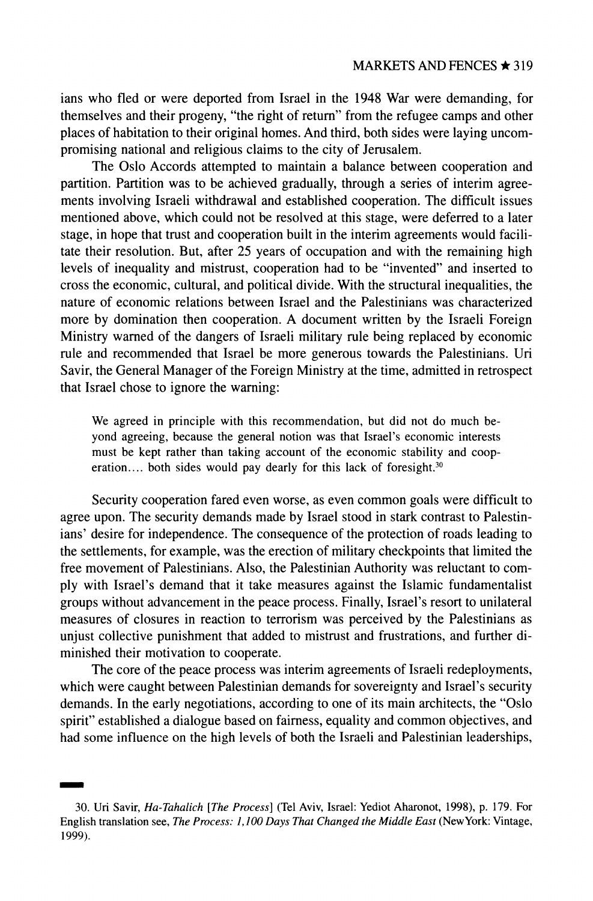ians who fled or were deported from Israel in the 1948 War were demanding, for themselves and their progeny, "the right of return" from the refugee camps and other places of habitation to their original homes. And third, both sides were laying uncompromising national and religious claims to the city of Jerusalem.

The Oslo Accords attempted to maintain a balance between cooperation and partition. Partition was to be achieved gradually, through a series of interim agreements involving Israeli withdrawal and established cooperation. The difficult issues mentioned above, which could not be resolved at this stage, were deferred to a later stage, in hope that trust and cooperation built in the interim agreements would facilitate their resolution. But, after 25 years of occupation and with the remaining high levels of inequality and mistrust, cooperation had to be "invented" and inserted to cross the economic, cultural, and political divide. With the structural inequalities, the nature of economic relations between Israel and the Palestinians was characterized more by domination then cooperation. A document written by the Israeli Foreign Ministry warned of the dangers of Israeli military rule being replaced by economic rule and recommended that Israel be more generous towards the Palestinians. Uri Savir, the General Manager of the Foreign Ministry at the time, admitted in retrospect that Israel chose to ignore the warning:

> We agreed in principle with this recommendation, but did not do much beyond agreeing, because the general notion was that Israel's economic interests must be kept rather than taking account of the economic stability and cooperation.... both sides would pay dearly for this lack of foresight.[30]

Security cooperation fared even worse, as even common goals were difficult to agree upon. The security demands made by Israel stood in stark contrast to Palestinians' desire for independence. The consequence of the protection of roads leading to the settlements, for example, was the erection of military checkpoints that limited the free movement of Palestinians. Also, the Palestinian Authority was reluctant to comply with Israel's demand that it take measures against the Islamic fundamentalist groups without advancement in the peace process. Finally, Israel's resort to unilateral measures of closures in reaction to terrorism was perceived by the Palestinians as unjust collective punishment that added to mistrust and frustrations, and further diminished their motivation to cooperate.

The core of the peace process was interim agreements of Israeli redeployments, which were caught between Palestinian demands for sovereignty and Israel's security demands. In the early negotiations, according to one of its main architects, the "Oslo spirit" established a dialogue based on fairness, equality and common objectives, and had some influence on the high levels of both the Israeli and Palestinian leaderships,

---

30. Uri Savir, *Ha-Tahalich* [*The Process*] (Tel Aviv, Israel: Yediot Aharonot, 1998), p. 179. For English translation see, *The Process: 1,100 Days That Changed the Middle East* (New York: Vintage, 1999).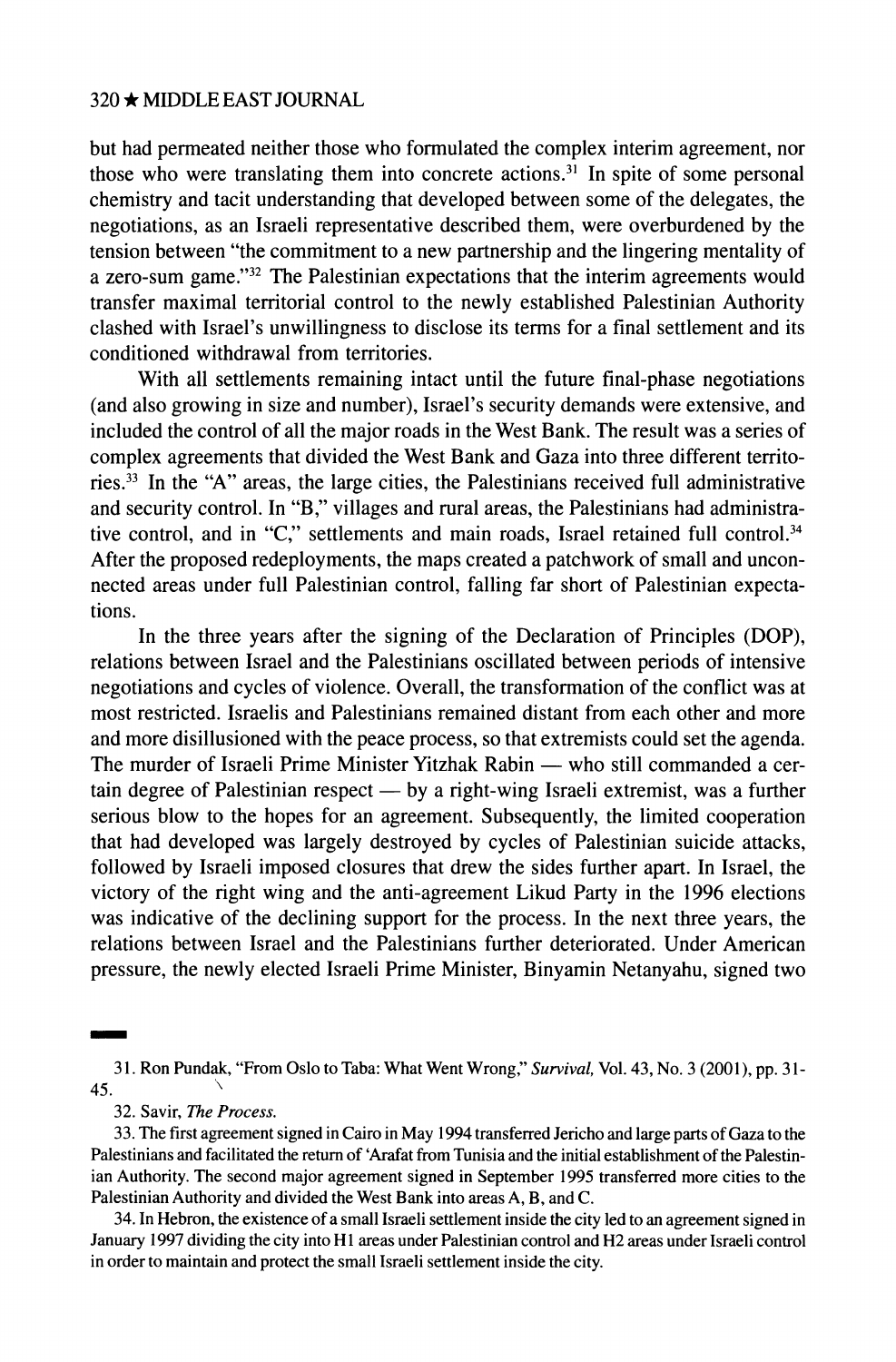but had permeated neither those who formulated the complex interim agreement, nor those who were translating them into concrete actions.[31] In spite of some personal chemistry and tacit understanding that developed between some of the delegates, the negotiations, as an Israeli representative described them, were overburdened by the tension between "the commitment to a new partnership and the lingering mentality of a zero-sum game."[32] The Palestinian expectations that the interim agreements would transfer maximal territorial control to the newly established Palestinian Authority clashed with Israel's unwillingness to disclose its terms for a final settlement and its conditioned withdrawal from territories.

With all settlements remaining intact until the future final-phase negotiations (and also growing in size and number), Israel's security demands were extensive, and included the control of all the major roads in the West Bank. The result was a series of complex agreements that divided the West Bank and Gaza into three different territories.[33] In the "A" areas, the large cities, the Palestinians received full administrative and security control. In "B," villages and rural areas, the Palestinians had administrative control, and in "C," settlements and main roads, Israel retained full control.[34] After the proposed redeployments, the maps created a patchwork of small and unconnected areas under full Palestinian control, falling far short of Palestinian expectations.

In the three years after the signing of the Declaration of Principles (DOP), relations between Israel and the Palestinians oscillated between periods of intensive negotiations and cycles of violence. Overall, the transformation of the conflict was at most restricted. Israelis and Palestinians remained distant from each other and more and more disillusioned with the peace process, so that extremists could set the agenda. The murder of Israeli Prime Minister Yitzhak Rabin — who still commanded a certain degree of Palestinian respect — by a right-wing Israeli extremist, was a further serious blow to the hopes for an agreement. Subsequently, the limited cooperation that had developed was largely destroyed by cycles of Palestinian suicide attacks, followed by Israeli imposed closures that drew the sides further apart. In Israel, the victory of the right wing and the anti-agreement Likud Party in the 1996 elections was indicative of the declining support for the process. In the next three years, the relations between Israel and the Palestinians further deteriorated. Under American pressure, the newly elected Israeli Prime Minister, Binyamin Netanyahu, signed two

---

31. Ron Pundak, "From Oslo to Taba: What Went Wrong," *Survival*, Vol. 43, No. 3 (2001), pp. 31-45.

32. Savir, *The Process*.

33. The first agreement signed in Cairo in May 1994 transferred Jericho and large parts of Gaza to the Palestinians and facilitated the return of 'Arafat from Tunisia and the initial establishment of the Palestinian Authority. The second major agreement signed in September 1995 transferred more cities to the Palestinian Authority and divided the West Bank into areas A, B, and C.

34. In Hebron, the existence of a small Israeli settlement inside the city led to an agreement signed in January 1997 dividing the city into H1 areas under Palestinian control and H2 areas under Israeli control in order to maintain and protect the small Israeli settlement inside the city.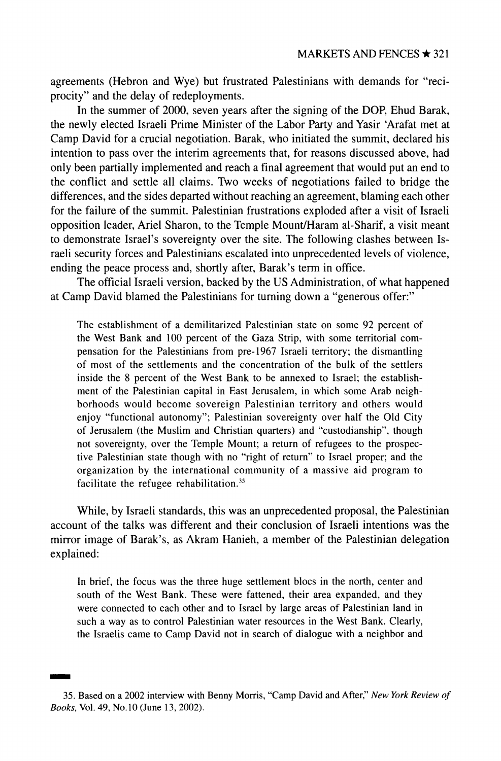agreements (Hebron and Wye) but frustrated Palestinians with demands for "reciprocity" and the delay of redeployments.

In the summer of 2000, seven years after the signing of the DOP, Ehud Barak, the newly elected Israeli Prime Minister of the Labor Party and Yasir 'Arafat met at Camp David for a crucial negotiation. Barak, who initiated the summit, declared his intention to pass over the interim agreements that, for reasons discussed above, had only been partially implemented and reach a final agreement that would put an end to the conflict and settle all claims. Two weeks of negotiations failed to bridge the differences, and the sides departed without reaching an agreement, blaming each other for the failure of the summit. Palestinian frustrations exploded after a visit of Israeli opposition leader, Ariel Sharon, to the Temple Mount/Haram al-Sharif, a visit meant to demonstrate Israel's sovereignty over the site. The following clashes between Israeli security forces and Palestinians escalated into unprecedented levels of violence, ending the peace process and, shortly after, Barak's term in office.

The official Israeli version, backed by the US Administration, of what happened at Camp David blamed the Palestinians for turning down a "generous offer:"

> The establishment of a demilitarized Palestinian state on some 92 percent of the West Bank and 100 percent of the Gaza Strip, with some territorial compensation for the Palestinians from pre-1967 Israeli territory; the dismantling of most of the settlements and the concentration of the bulk of the settlers inside the 8 percent of the West Bank to be annexed to Israel; the establishment of the Palestinian capital in East Jerusalem, in which some Arab neighborhoods would become sovereign Palestinian territory and others would enjoy "functional autonomy"; Palestinian sovereignty over half the Old City of Jerusalem (the Muslim and Christian quarters) and "custodianship", though not sovereignty, over the Temple Mount; a return of refugees to the prospective Palestinian state though with no "right of return" to Israel proper; and the organization by the international community of a massive aid program to facilitate the refugee rehabilitation.[35]

While, by Israeli standards, this was an unprecedented proposal, the Palestinian account of the talks was different and their conclusion of Israeli intentions was the mirror image of Barak's, as Akram Hanieh, a member of the Palestinian delegation explained:

> In brief, the focus was the three huge settlement blocs in the north, center and south of the West Bank. These were fattened, their area expanded, and they were connected to each other and to Israel by large areas of Palestinian land in such a way as to control Palestinian water resources in the West Bank. Clearly, the Israelis came to Camp David not in search of dialogue with a neighbor and

35. Based on a 2002 interview with Benny Morris, "Camp David and After," *New York Review of Books*, Vol. 49, No.10 (June 13, 2002).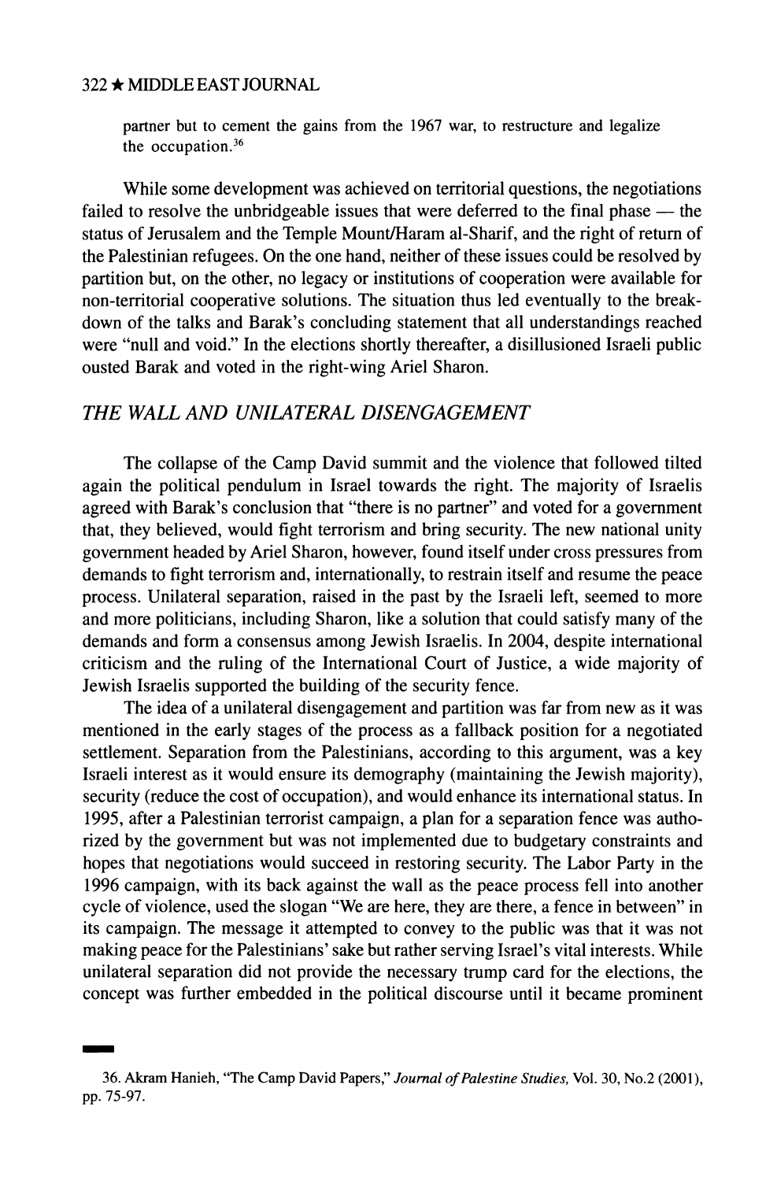partner but to cement the gains from the 1967 war, to restructure and legalize the occupation.[36]

While some development was achieved on territorial questions, the negotiations failed to resolve the unbridgeable issues that were deferred to the final phase — the status of Jerusalem and the Temple Mount/Haram al-Sharif, and the right of return of the Palestinian refugees. On the one hand, neither of these issues could be resolved by partition but, on the other, no legacy or institutions of cooperation were available for non-territorial cooperative solutions. The situation thus led eventually to the breakdown of the talks and Barak's concluding statement that all understandings reached were "null and void." In the elections shortly thereafter, a disillusioned Israeli public ousted Barak and voted in the right-wing Ariel Sharon.

## *THE WALL AND UNILATERAL DISENGAGEMENT*

The collapse of the Camp David summit and the violence that followed tilted again the political pendulum in Israel towards the right. The majority of Israelis agreed with Barak's conclusion that "there is no partner" and voted for a government that, they believed, would fight terrorism and bring security. The new national unity government headed by Ariel Sharon, however, found itself under cross pressures from demands to fight terrorism and, internationally, to restrain itself and resume the peace process. Unilateral separation, raised in the past by the Israeli left, seemed to more and more politicians, including Sharon, like a solution that could satisfy many of the demands and form a consensus among Jewish Israelis. In 2004, despite international criticism and the ruling of the International Court of Justice, a wide majority of Jewish Israelis supported the building of the security fence.

The idea of a unilateral disengagement and partition was far from new as it was mentioned in the early stages of the process as a fallback position for a negotiated settlement. Separation from the Palestinians, according to this argument, was a key Israeli interest as it would ensure its demography (maintaining the Jewish majority), security (reduce the cost of occupation), and would enhance its international status. In 1995, after a Palestinian terrorist campaign, a plan for a separation fence was authorized by the government but was not implemented due to budgetary constraints and hopes that negotiations would succeed in restoring security. The Labor Party in the 1996 campaign, with its back against the wall as the peace process fell into another cycle of violence, used the slogan "We are here, they are there, a fence in between" in its campaign. The message it attempted to convey to the public was that it was not making peace for the Palestinians' sake but rather serving Israel's vital interests. While unilateral separation did not provide the necessary trump card for the elections, the concept was further embedded in the political discourse until it became prominent

36. Akram Hanieh, "The Camp David Papers," *Journal of Palestine Studies,* Vol. 30, No.2 (2001), pp. 75-97.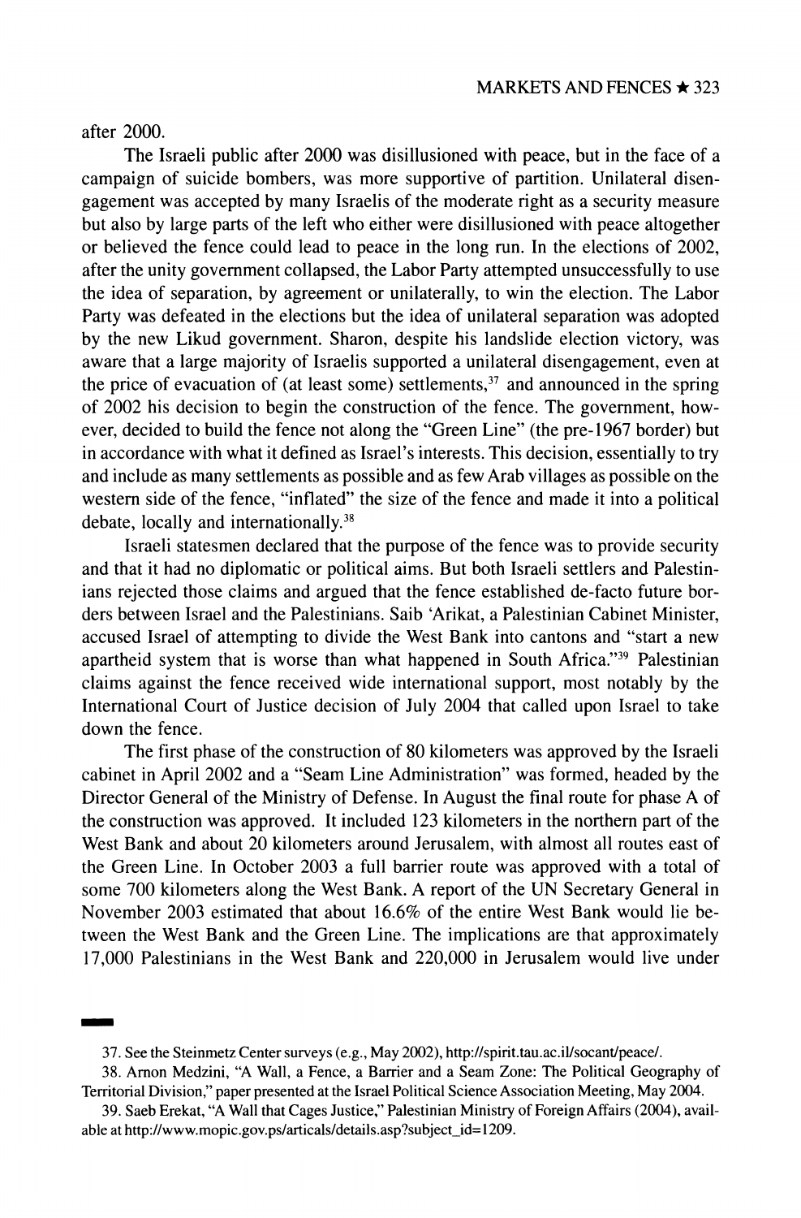after 2000.

The Israeli public after 2000 was disillusioned with peace, but in the face of a campaign of suicide bombers, was more supportive of partition. Unilateral disengagement was accepted by many Israelis of the moderate right as a security measure but also by large parts of the left who either were disillusioned with peace altogether or believed the fence could lead to peace in the long run. In the elections of 2002, after the unity government collapsed, the Labor Party attempted unsuccessfully to use the idea of separation, by agreement or unilaterally, to win the election. The Labor Party was defeated in the elections but the idea of unilateral separation was adopted by the new Likud government. Sharon, despite his landslide election victory, was aware that a large majority of Israelis supported a unilateral disengagement, even at the price of evacuation of (at least some) settlements,[37] and announced in the spring of 2002 his decision to begin the construction of the fence. The government, however, decided to build the fence not along the "Green Line" (the pre-1967 border) but in accordance with what it defined as Israel's interests. This decision, essentially to try and include as many settlements as possible and as few Arab villages as possible on the western side of the fence, "inflated" the size of the fence and made it into a political debate, locally and internationally.[38]

Israeli statesmen declared that the purpose of the fence was to provide security and that it had no diplomatic or political aims. But both Israeli settlers and Palestinians rejected those claims and argued that the fence established de-facto future borders between Israel and the Palestinians. Saib 'Arikat, a Palestinian Cabinet Minister, accused Israel of attempting to divide the West Bank into cantons and "start a new apartheid system that is worse than what happened in South Africa."[39] Palestinian claims against the fence received wide international support, most notably by the International Court of Justice decision of July 2004 that called upon Israel to take down the fence.

The first phase of the construction of 80 kilometers was approved by the Israeli cabinet in April 2002 and a "Seam Line Administration" was formed, headed by the Director General of the Ministry of Defense. In August the final route for phase A of the construction was approved. It included 123 kilometers in the northern part of the West Bank and about 20 kilometers around Jerusalem, with almost all routes east of the Green Line. In October 2003 a full barrier route was approved with a total of some 700 kilometers along the West Bank. A report of the UN Secretary General in November 2003 estimated that about 16.6% of the entire West Bank would lie between the West Bank and the Green Line. The implications are that approximately 17,000 Palestinians in the West Bank and 220,000 in Jerusalem would live under

---

37. See the Steinmetz Center surveys (e.g., May 2002), http://spirit.tau.ac.il/socant/peace/.

38. Arnon Medzini, "A Wall, a Fence, a Barrier and a Seam Zone: The Political Geography of Territorial Division," paper presented at the Israel Political Science Association Meeting, May 2004.

39. Saeb Erekat, "A Wall that Cages Justice," Palestinian Ministry of Foreign Affairs (2004), available at http://www.mopic.gov.ps/articals/details.asp?subject_id=1209.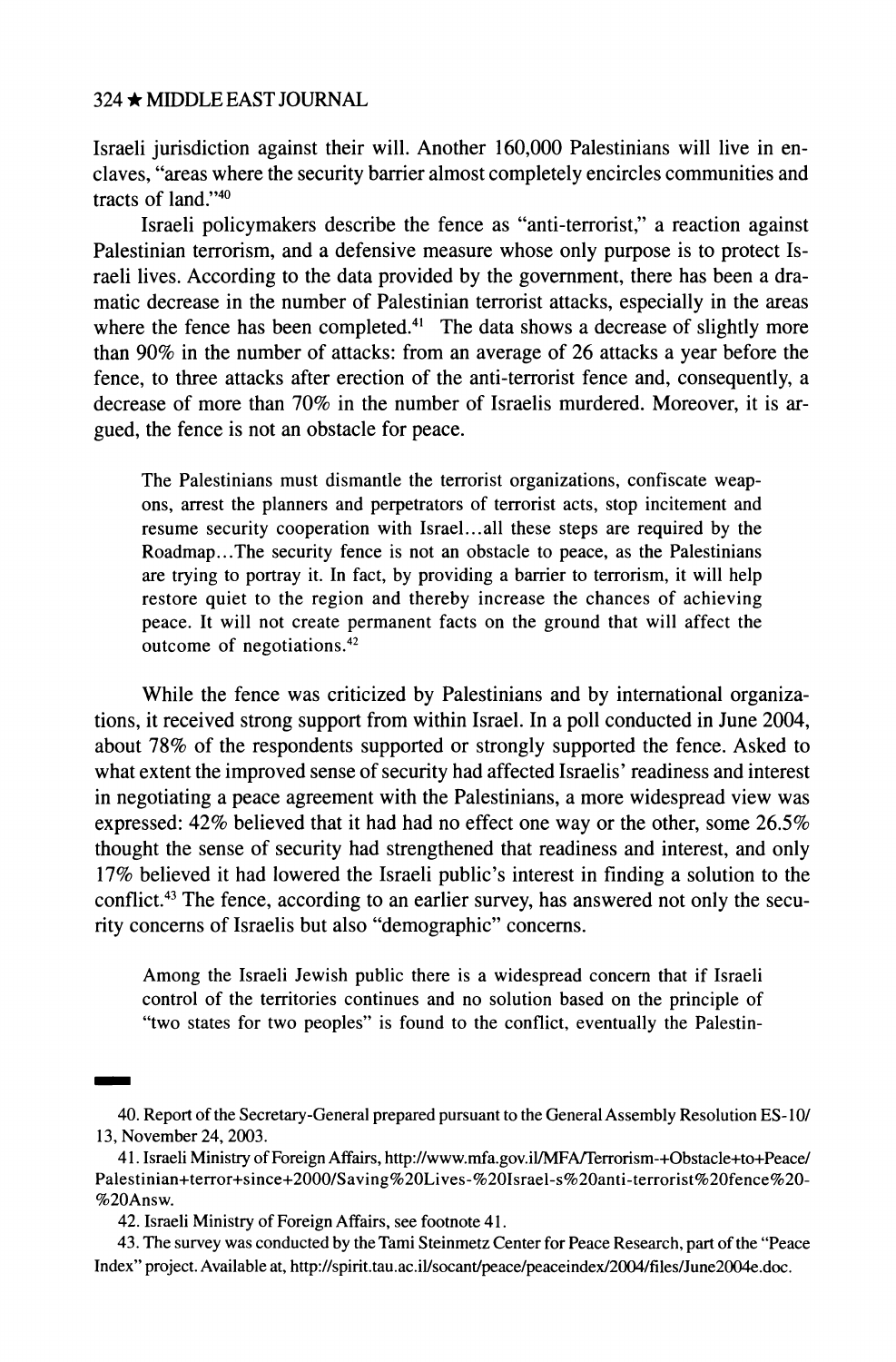Israeli jurisdiction against their will. Another 160,000 Palestinians will live in enclaves, "areas where the security barrier almost completely encircles communities and tracts of land."[40]

Israeli policymakers describe the fence as "anti-terrorist," a reaction against Palestinian terrorism, and a defensive measure whose only purpose is to protect Israeli lives. According to the data provided by the government, there has been a dramatic decrease in the number of Palestinian terrorist attacks, especially in the areas where the fence has been completed.[41] The data shows a decrease of slightly more than 90% in the number of attacks: from an average of 26 attacks a year before the fence, to three attacks after erection of the anti-terrorist fence and, consequently, a decrease of more than 70% in the number of Israelis murdered. Moreover, it is argued, the fence is not an obstacle for peace.

> The Palestinians must dismantle the terrorist organizations, confiscate weapons, arrest the planners and perpetrators of terrorist acts, stop incitement and resume security cooperation with Israel...all these steps are required by the Roadmap...The security fence is not an obstacle to peace, as the Palestinians are trying to portray it. In fact, by providing a barrier to terrorism, it will help restore quiet to the region and thereby increase the chances of achieving peace. It will not create permanent facts on the ground that will affect the outcome of negotiations.[42]

While the fence was criticized by Palestinians and by international organizations, it received strong support from within Israel. In a poll conducted in June 2004, about 78% of the respondents supported or strongly supported the fence. Asked to what extent the improved sense of security had affected Israelis' readiness and interest in negotiating a peace agreement with the Palestinians, a more widespread view was expressed: 42% believed that it had had no effect one way or the other, some 26.5% thought the sense of security had strengthened that readiness and interest, and only 17% believed it had lowered the Israeli public's interest in finding a solution to the conflict.[43] The fence, according to an earlier survey, has answered not only the security concerns of Israelis but also "demographic" concerns.

> Among the Israeli Jewish public there is a widespread concern that if Israeli control of the territories continues and no solution based on the principle of "two states for two peoples" is found to the conflict, eventually the Palestin-

---

40. Report of the Secretary-General prepared pursuant to the General Assembly Resolution ES-10/13, November 24, 2003.

41. Israeli Ministry of Foreign Affairs, http://www.mfa.gov.il/MFA/Terrorism-+Obstacle+to+Peace/Palestinian+terror+since+2000/Saving%20Lives-%20Israel-s%20anti-terrorist%20fence%20-%20Answ.

42. Israeli Ministry of Foreign Affairs, see footnote 41.

43. The survey was conducted by the Tami Steinmetz Center for Peace Research, part of the "Peace Index" project. Available at, http://spirit.tau.ac.il/socant/peace/peaceindex/2004/files/June2004e.doc.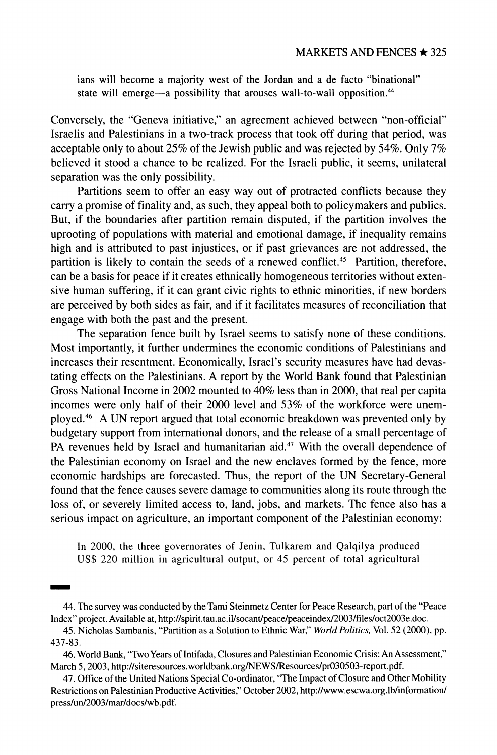ians will become a majority west of the Jordan and a de facto "binational" state will emerge—a possibility that arouses wall-to-wall opposition.[44]

Conversely, the "Geneva initiative," an agreement achieved between "non-official" Israelis and Palestinians in a two-track process that took off during that period, was acceptable only to about 25% of the Jewish public and was rejected by 54%. Only 7% believed it stood a chance to be realized. For the Israeli public, it seems, unilateral separation was the only possibility.

Partitions seem to offer an easy way out of protracted conflicts because they carry a promise of finality and, as such, they appeal both to policymakers and publics. But, if the boundaries after partition remain disputed, if the partition involves the uprooting of populations with material and emotional damage, if inequality remains high and is attributed to past injustices, or if past grievances are not addressed, the partition is likely to contain the seeds of a renewed conflict.[45] Partition, therefore, can be a basis for peace if it creates ethnically homogeneous territories without extensive human suffering, if it can grant civic rights to ethnic minorities, if new borders are perceived by both sides as fair, and if it facilitates measures of reconciliation that engage with both the past and the present.

The separation fence built by Israel seems to satisfy none of these conditions. Most importantly, it further undermines the economic conditions of Palestinians and increases their resentment. Economically, Israel's security measures have had devastating effects on the Palestinians. A report by the World Bank found that Palestinian Gross National Income in 2002 mounted to 40% less than in 2000, that real per capita incomes were only half of their 2000 level and 53% of the workforce were unemployed.[46] A UN report argued that total economic breakdown was prevented only by budgetary support from international donors, and the release of a small percentage of PA revenues held by Israel and humanitarian aid.[47] With the overall dependence of the Palestinian economy on Israel and the new enclaves formed by the fence, more economic hardships are forecasted. Thus, the report of the UN Secretary-General found that the fence causes severe damage to communities along its route through the loss of, or severely limited access to, land, jobs, and markets. The fence also has a serious impact on agriculture, an important component of the Palestinian economy:

> In 2000, the three governorates of Jenin, Tulkarem and Qalqilya produced US$ 220 million in agricultural output, or 45 percent of total agricultural

---

44. The survey was conducted by the Tami Steinmetz Center for Peace Research, part of the "Peace Index" project. Available at, http://spirit.tau.ac.il/socant/peace/peaceindex/2003/files/oct2003e.doc.

45. Nicholas Sambanis, "Partition as a Solution to Ethnic War," *World Politics*, Vol. 52 (2000), pp. 437-83.

46. World Bank, "Two Years of Intifada, Closures and Palestinian Economic Crisis: An Assessment," March 5, 2003, http://siteresources.worldbank.org/NEWS/Resources/pr030503-report.pdf.

47. Office of the United Nations Special Co-ordinator, "The Impact of Closure and Other Mobility Restrictions on Palestinian Productive Activities," October 2002, http://www.escwa.org.lb/information/press/un/2003/mar/docs/wb.pdf.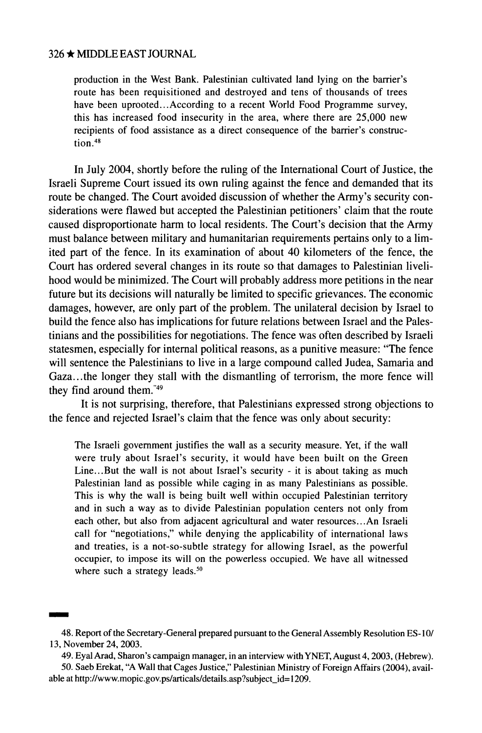> production in the West Bank. Palestinian cultivated land lying on the barrier's route has been requisitioned and destroyed and tens of thousands of trees have been uprooted...According to a recent World Food Programme survey, this has increased food insecurity in the area, where there are 25,000 new recipients of food assistance as a direct consequence of the barrier's construction.[48]

In July 2004, shortly before the ruling of the International Court of Justice, the Israeli Supreme Court issued its own ruling against the fence and demanded that its route be changed. The Court avoided discussion of whether the Army's security considerations were flawed but accepted the Palestinian petitioners' claim that the route caused disproportionate harm to local residents. The Court's decision that the Army must balance between military and humanitarian requirements pertains only to a limited part of the fence. In its examination of about 40 kilometers of the fence, the Court has ordered several changes in its route so that damages to Palestinian livelihood would be minimized. The Court will probably address more petitions in the near future but its decisions will naturally be limited to specific grievances. The economic damages, however, are only part of the problem. The unilateral decision by Israel to build the fence also has implications for future relations between Israel and the Palestinians and the possibilities for negotiations. The fence was often described by Israeli statesmen, especially for internal political reasons, as a punitive measure: "The fence will sentence the Palestinians to live in a large compound called Judea, Samaria and Gaza...the longer they stall with the dismantling of terrorism, the more fence will they find around them."[49]

It is not surprising, therefore, that Palestinians expressed strong objections to the fence and rejected Israel's claim that the fence was only about security:

> The Israeli government justifies the wall as a security measure. Yet, if the wall were truly about Israel's security, it would have been built on the Green Line...But the wall is not about Israel's security - it is about taking as much Palestinian land as possible while caging in as many Palestinians as possible. This is why the wall is being built well within occupied Palestinian territory and in such a way as to divide Palestinian population centers not only from each other, but also from adjacent agricultural and water resources...An Israeli call for "negotiations," while denying the applicability of international laws and treaties, is a not-so-subtle strategy for allowing Israel, as the powerful occupier, to impose its will on the powerless occupied. We have all witnessed where such a strategy leads.[50]

---

48. Report of the Secretary-General prepared pursuant to the General Assembly Resolution ES-10/13, November 24, 2003.

49. Eyal Arad, Sharon's campaign manager, in an interview with YNET, August 4, 2003, (Hebrew).

50. Saeb Erekat, "A Wall that Cages Justice," Palestinian Ministry of Foreign Affairs (2004), available at http://www.mopic.gov.ps/articals/details.asp?subject_id=1209.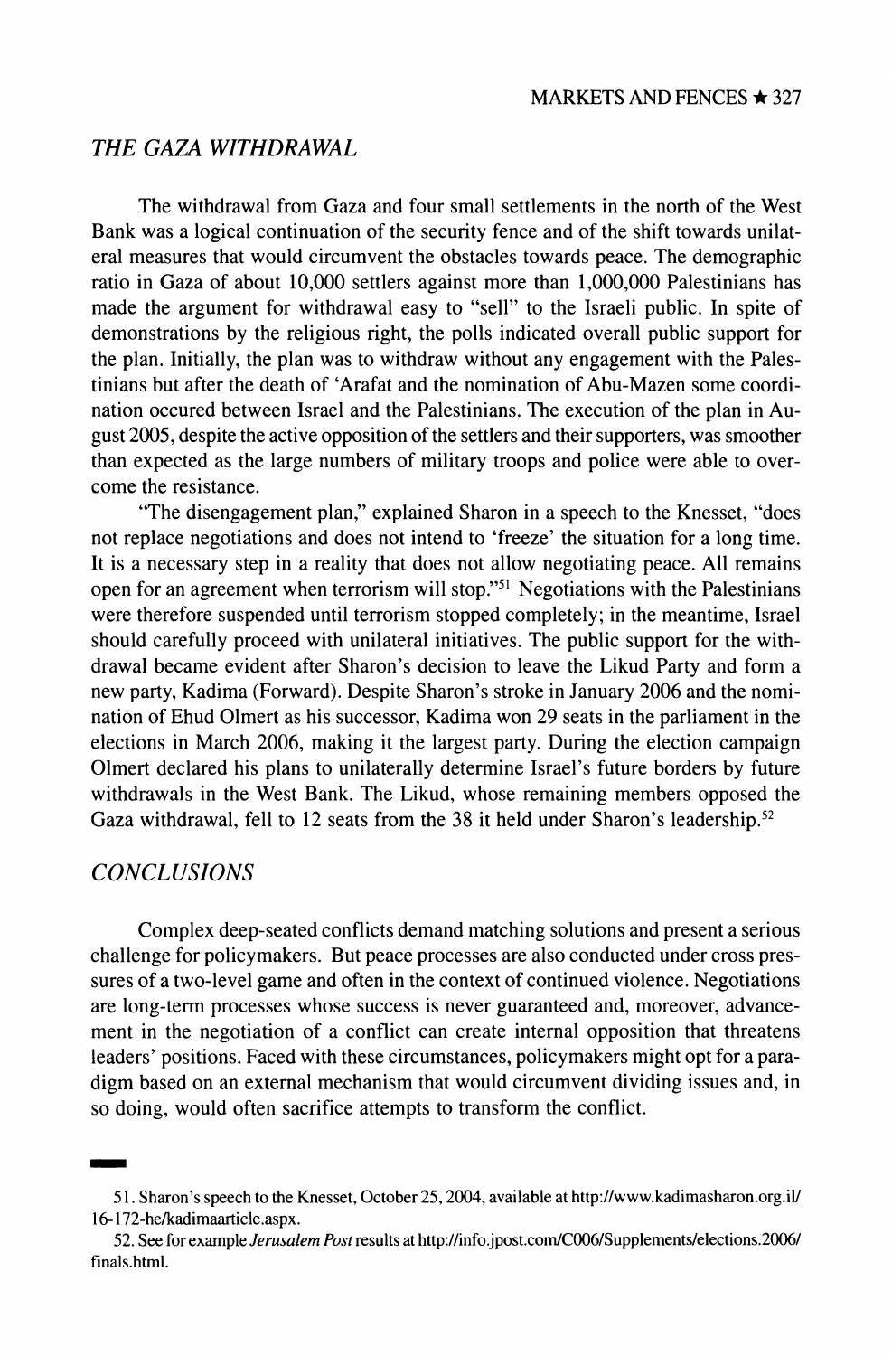## *THE GAZA WITHDRAWAL*

The withdrawal from Gaza and four small settlements in the north of the West Bank was a logical continuation of the security fence and of the shift towards unilateral measures that would circumvent the obstacles towards peace. The demographic ratio in Gaza of about 10,000 settlers against more than 1,000,000 Palestinians has made the argument for withdrawal easy to "sell" to the Israeli public. In spite of demonstrations by the religious right, the polls indicated overall public support for the plan. Initially, the plan was to withdraw without any engagement with the Palestinians but after the death of 'Arafat and the nomination of Abu-Mazen some coordination occured between Israel and the Palestinians. The execution of the plan in August 2005, despite the active opposition of the settlers and their supporters, was smoother than expected as the large numbers of military troops and police were able to overcome the resistance.

"The disengagement plan," explained Sharon in a speech to the Knesset, "does not replace negotiations and does not intend to 'freeze' the situation for a long time. It is a necessary step in a reality that does not allow negotiating peace. All remains open for an agreement when terrorism will stop."[51] Negotiations with the Palestinians were therefore suspended until terrorism stopped completely; in the meantime, Israel should carefully proceed with unilateral initiatives. The public support for the withdrawal became evident after Sharon's decision to leave the Likud Party and form a new party, Kadima (Forward). Despite Sharon's stroke in January 2006 and the nomination of Ehud Olmert as his successor, Kadima won 29 seats in the parliament in the elections in March 2006, making it the largest party. During the election campaign Olmert declared his plans to unilaterally determine Israel's future borders by future withdrawals in the West Bank. The Likud, whose remaining members opposed the Gaza withdrawal, fell to 12 seats from the 38 it held under Sharon's leadership.[52]

## *CONCLUSIONS*

Complex deep-seated conflicts demand matching solutions and present a serious challenge for policymakers. But peace processes are also conducted under cross pressures of a two-level game and often in the context of continued violence. Negotiations are long-term processes whose success is never guaranteed and, moreover, advancement in the negotiation of a conflict can create internal opposition that threatens leaders' positions. Faced with these circumstances, policymakers might opt for a paradigm based on an external mechanism that would circumvent dividing issues and, in so doing, would often sacrifice attempts to transform the conflict.

---

51. Sharon's speech to the Knesset, October 25, 2004, available at http://www.kadimasharon.org.il/16-172-he/kadimaarticle.aspx.

52. See for example *Jerusalem Post* results at http://info.jpost.com/C006/Supplements/elections.2006/finals.html.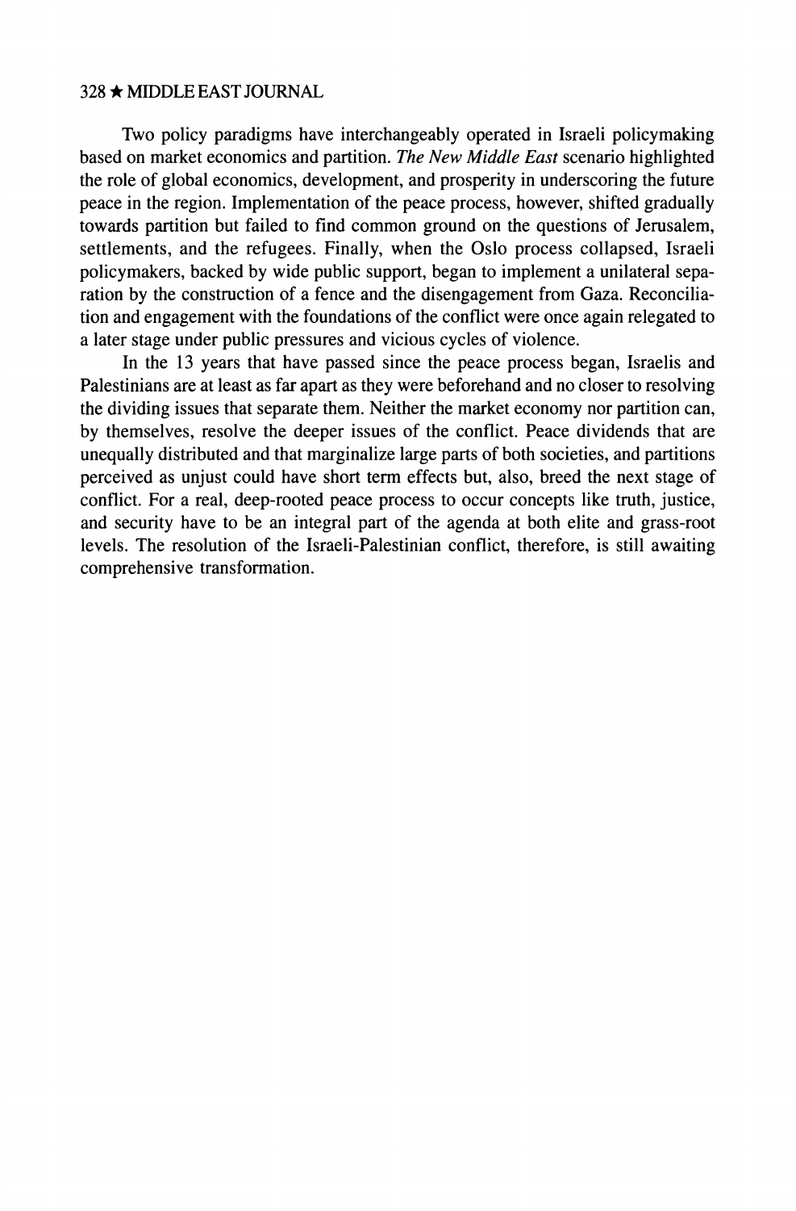Two policy paradigms have interchangeably operated in Israeli policymaking based on market economics and partition. *The New Middle East* scenario highlighted the role of global economics, development, and prosperity in underscoring the future peace in the region. Implementation of the peace process, however, shifted gradually towards partition but failed to find common ground on the questions of Jerusalem, settlements, and the refugees. Finally, when the Oslo process collapsed, Israeli policymakers, backed by wide public support, began to implement a unilateral separation by the construction of a fence and the disengagement from Gaza. Reconciliation and engagement with the foundations of the conflict were once again relegated to a later stage under public pressures and vicious cycles of violence.

In the 13 years that have passed since the peace process began, Israelis and Palestinians are at least as far apart as they were beforehand and no closer to resolving the dividing issues that separate them. Neither the market economy nor partition can, by themselves, resolve the deeper issues of the conflict. Peace dividends that are unequally distributed and that marginalize large parts of both societies, and partitions perceived as unjust could have short term effects but, also, breed the next stage of conflict. For a real, deep-rooted peace process to occur concepts like truth, justice, and security have to be an integral part of the agenda at both elite and grass-root levels. The resolution of the Israeli-Palestinian conflict, therefore, is still awaiting comprehensive transformation.